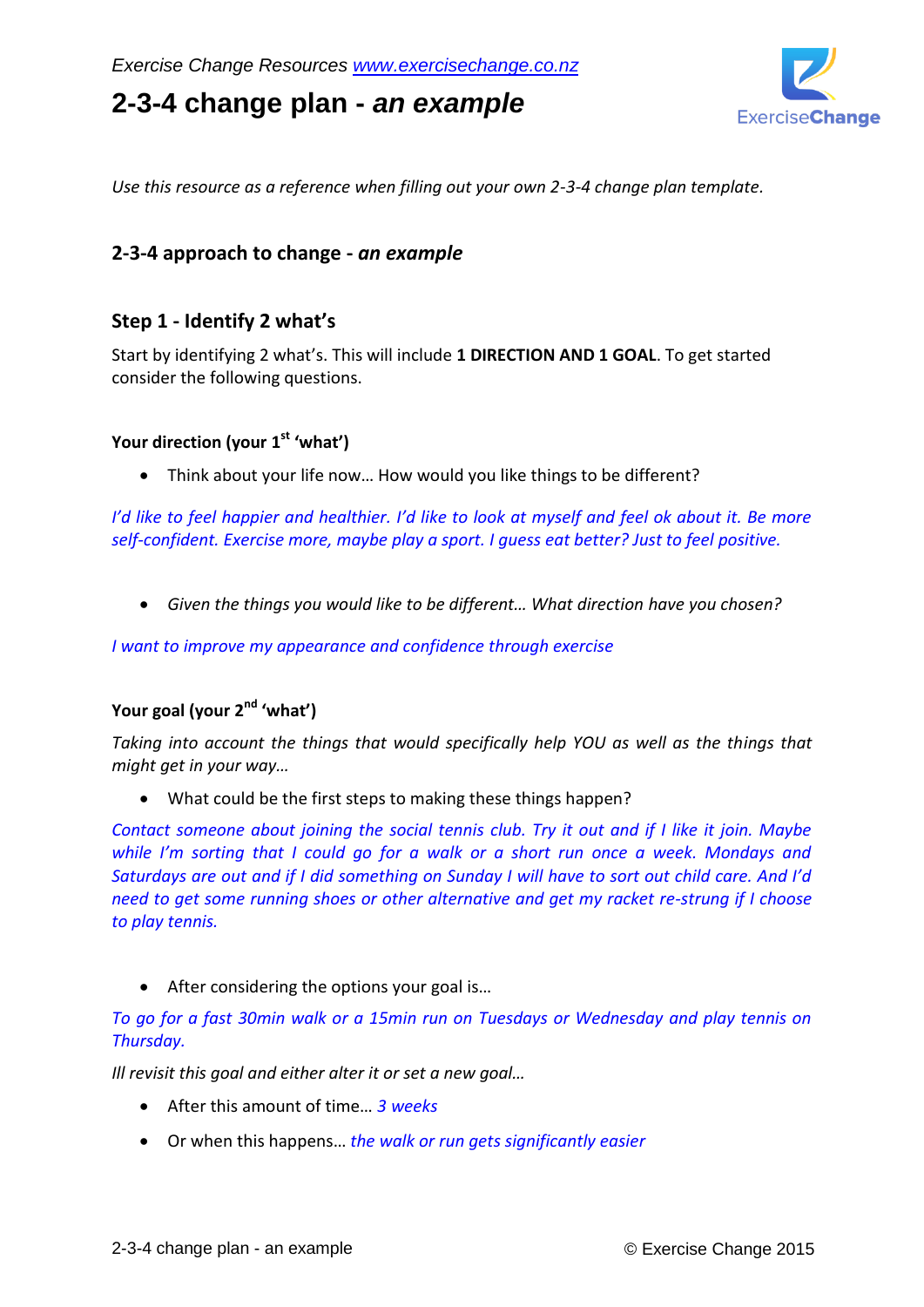*Exercise Change Resources www.exercisechange.co.nz*

# 2-3-4 change plan - *an example*

*Use this resource as a reference when filling out your own 2-3-4 change plan template.*

## 2-3-4 approach to change - *an example*

## Step 1 - Identify 2 what's

Start by identifying 2 what's. This will include **1 DIRECTION AND 1 GOAL**. To get started consider the following questions.

### Your direction (your 1st 'what')

- Think about your life now… How would you like things to be different?

*I'd like to feel happier and healthier. I'd like to look at myself and feel ok about it. Be more self-confident. Exercise more, maybe play a sport. I guess eat better? Just to feel positive.*

- *Given the things you would like to be different… What direction have you chosen?*

*I want to improve my appearance and confidence through exercise*

### Your goal (your 2nd 'what')

*Taking into account the things that would specifically help YOU as well as the things that might get in your way…*

- What could be the first steps to making these things happen?

*Contact someone about joining the social tennis club. Try it out and if I like it join. Maybe while I'm sorting that I could go for a walk or a short run once a week. Mondays and Saturdays are out and if I did something on Sunday I will have to sort out child care. And I'd need to get some running shoes or other alternative and get my racket re-strung if I choose to play tennis.*

- After considering the options your goal is…

*To go for a fast 30min walk or a 15min run on Tuesdays or Wednesday and play tennis on Thursday.*

*Ill revisit this goal and either alter it or set a new goal…*

- After this amount of time… *3 weeks*
- Or when this happens… *the walk or run gets significantly easier*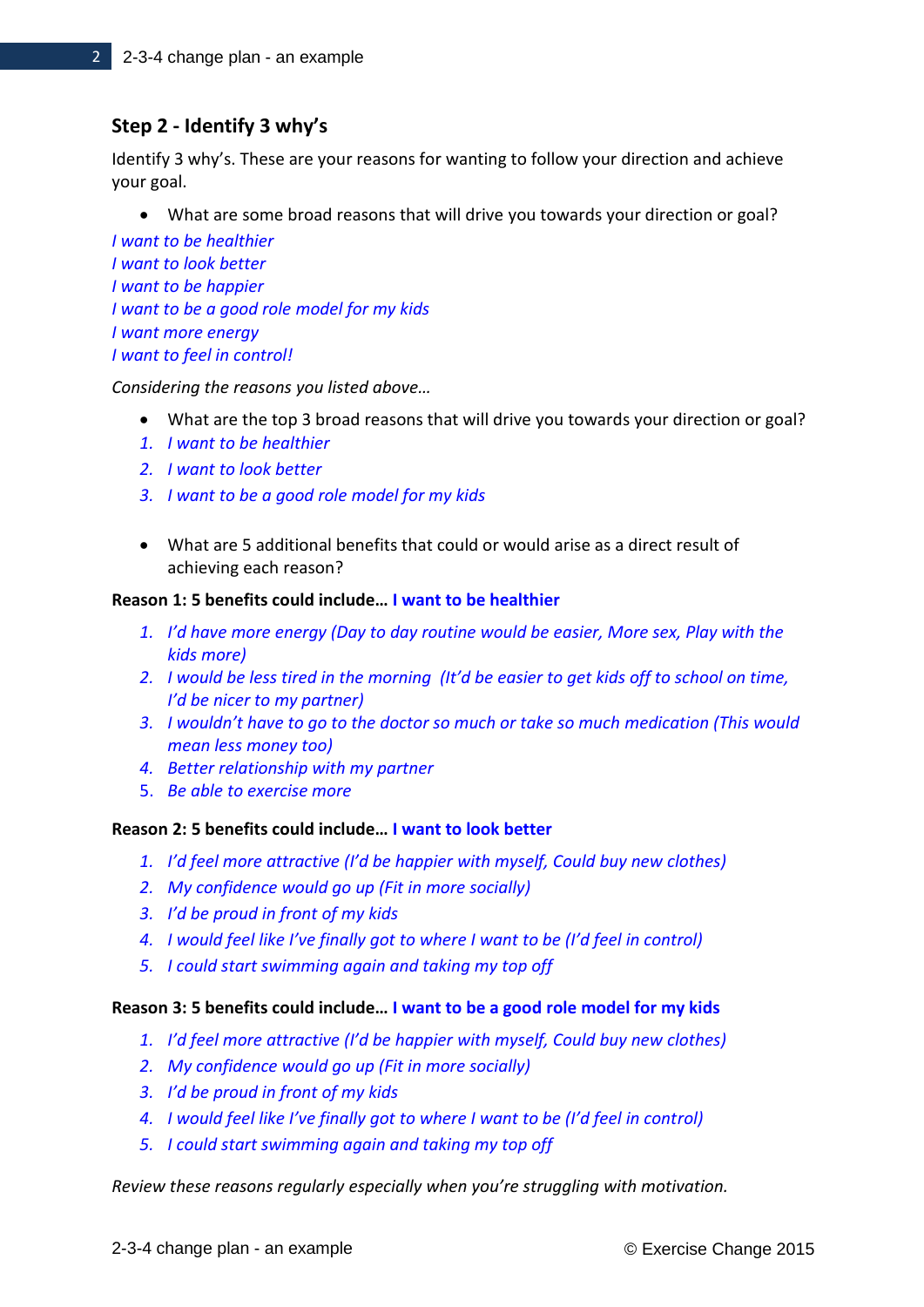## Step 2 - Identify 3 why's

Identify 3 why's. These are your reasons for wanting to follow your direction and achieve your goal.

- What are some broad reasons that will drive you towards your direction or goal?

*I want to be healthier*
*I want to look better*
*I want to be happier*
*I want to be a good role model for my kids*
*I want more energy*
*I want to feel in control!*

*Considering the reasons you listed above…*

- What are the top 3 broad reasons that will drive you towards your direction or goal?

1. *I want to be healthier*
2. *I want to look better*
3. *I want to be a good role model for my kids*

- What are 5 additional benefits that could or would arise as a direct result of achieving each reason?

**Reason 1: 5 benefits could include… I want to be healthier**

1. *I'd have more energy (Day to day routine would be easier, More sex, Play with the kids more)*
2. *I would be less tired in the morning (It'd be easier to get kids off to school on time, I'd be nicer to my partner)*
3. *I wouldn't have to go to the doctor so much or take so much medication (This would mean less money too)*
4. *Better relationship with my partner*
5. *Be able to exercise more*

**Reason 2: 5 benefits could include… I want to look better**

1. *I'd feel more attractive (I'd be happier with myself, Could buy new clothes)*
2. *My confidence would go up (Fit in more socially)*
3. *I'd be proud in front of my kids*
4. *I would feel like I've finally got to where I want to be (I'd feel in control)*
5. *I could start swimming again and taking my top off*

**Reason 3: 5 benefits could include… I want to be a good role model for my kids**

1. *I'd feel more attractive (I'd be happier with myself, Could buy new clothes)*
2. *My confidence would go up (Fit in more socially)*
3. *I'd be proud in front of my kids*
4. *I would feel like I've finally got to where I want to be (I'd feel in control)*
5. *I could start swimming again and taking my top off*

*Review these reasons regularly especially when you're struggling with motivation.*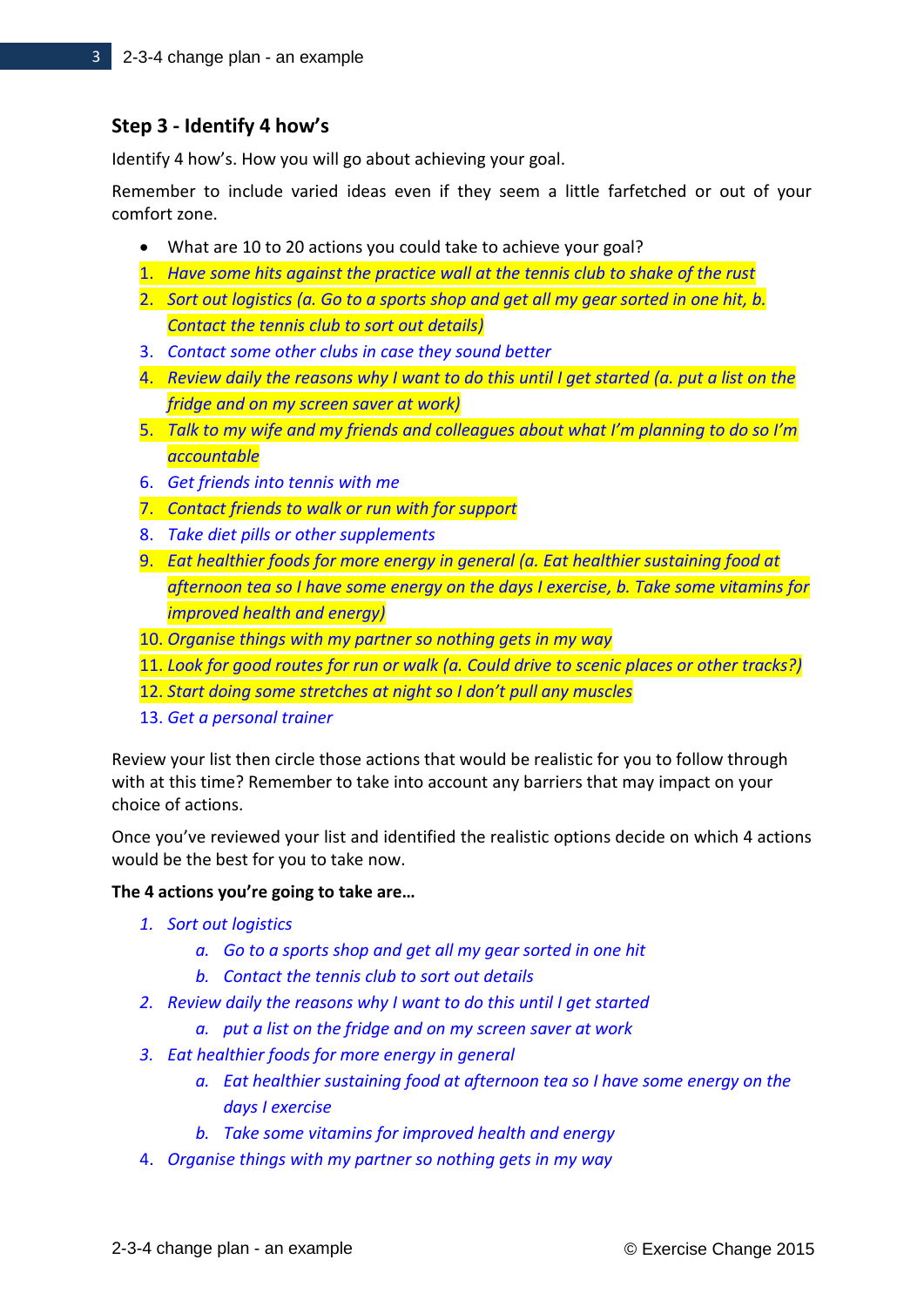## Step 3 - Identify 4 how's

Identify 4 how's. How you will go about achieving your goal.

Remember to include varied ideas even if they seem a little farfetched or out of your comfort zone.

- What are 10 to 20 actions you could take to achieve your goal?

1. *Have some hits against the practice wall at the tennis club to shake of the rust*
2. *Sort out logistics (a. Go to a sports shop and get all my gear sorted in one hit, b. Contact the tennis club to sort out details)*
3. *Contact some other clubs in case they sound better*
4. *Review daily the reasons why I want to do this until I get started (a. put a list on the fridge and on my screen saver at work)*
5. *Talk to my wife and my friends and colleagues about what I'm planning to do so I'm accountable*
6. *Get friends into tennis with me*
7. *Contact friends to walk or run with for support*
8. *Take diet pills or other supplements*
9. *Eat healthier foods for more energy in general (a. Eat healthier sustaining food at afternoon tea so I have some energy on the days I exercise, b. Take some vitamins for improved health and energy)*
10. *Organise things with my partner so nothing gets in my way*
11. *Look for good routes for run or walk (a. Could drive to scenic places or other tracks?)*
12. *Start doing some stretches at night so I don't pull any muscles*
13. *Get a personal trainer*

Review your list then circle those actions that would be realistic for you to follow through with at this time? Remember to take into account any barriers that may impact on your choice of actions.

Once you've reviewed your list and identified the realistic options decide on which 4 actions would be the best for you to take now.

**The 4 actions you're going to take are…**

1. *Sort out logistics*
   a. *Go to a sports shop and get all my gear sorted in one hit*
   b. *Contact the tennis club to sort out details*
2. *Review daily the reasons why I want to do this until I get started*
   a. *put a list on the fridge and on my screen saver at work*
3. *Eat healthier foods for more energy in general*
   a. *Eat healthier sustaining food at afternoon tea so I have some energy on the days I exercise*
   b. *Take some vitamins for improved health and energy*
4. *Organise things with my partner so nothing gets in my way*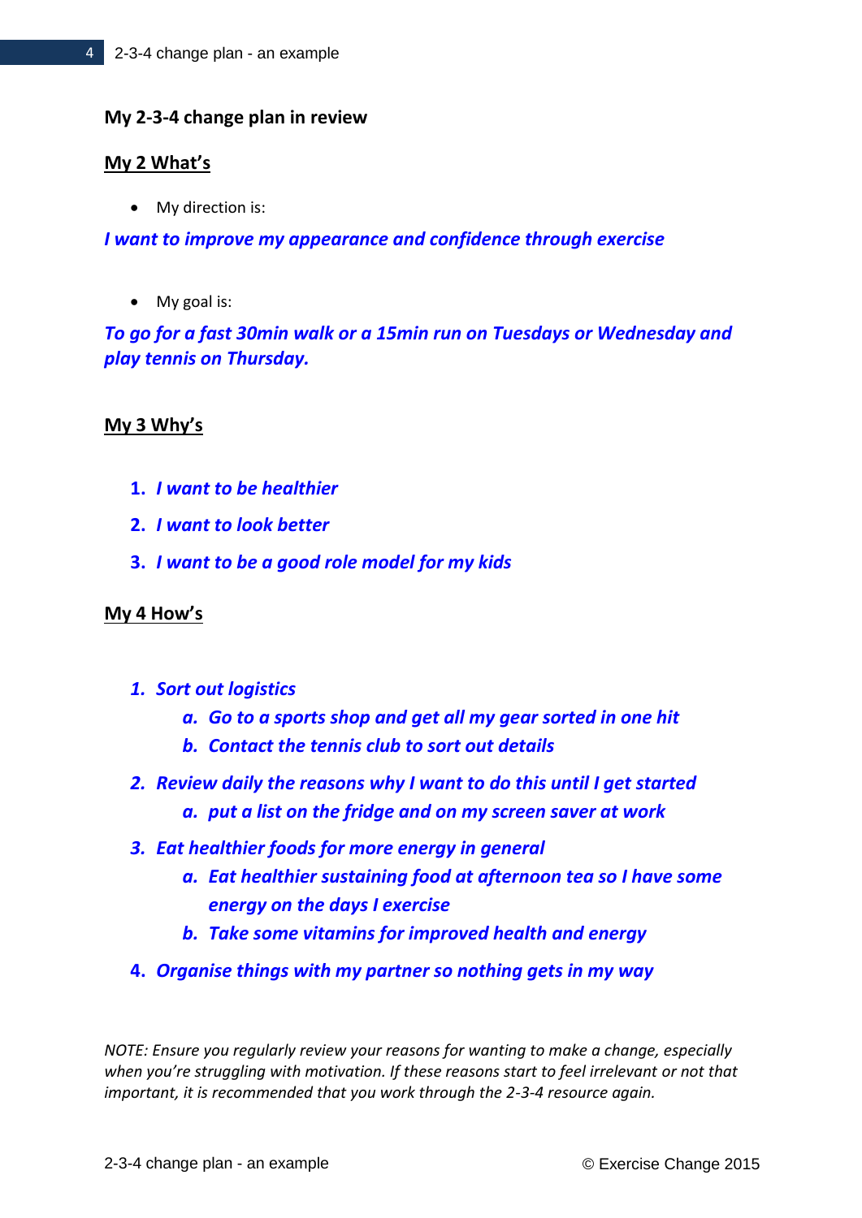## My 2-3-4 change plan in review

### My 2 What's

- My direction is:

***I want to improve my appearance and confidence through exercise***

- My goal is:

***To go for a fast 30min walk or a 15min run on Tuesdays or Wednesday and play tennis on Thursday.***

### My 3 Why's

1. ***I want to be healthier***
2. ***I want to look better***
3. ***I want to be a good role model for my kids***

### My 4 How's

1. ***Sort out logistics***
   a. ***Go to a sports shop and get all my gear sorted in one hit***
   b. ***Contact the tennis club to sort out details***
2. ***Review daily the reasons why I want to do this until I get started***
   a. ***put a list on the fridge and on my screen saver at work***
3. ***Eat healthier foods for more energy in general***
   a. ***Eat healthier sustaining food at afternoon tea so I have some energy on the days I exercise***
   b. ***Take some vitamins for improved health and energy***
4. ***Organise things with my partner so nothing gets in my way***

*NOTE: Ensure you regularly review your reasons for wanting to make a change, especially when you're struggling with motivation. If these reasons start to feel irrelevant or not that important, it is recommended that you work through the 2-3-4 resource again.*